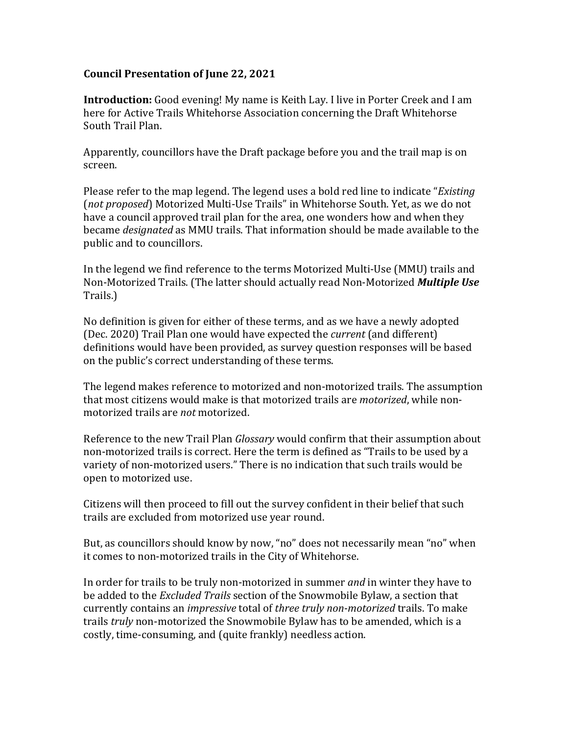**Council Presentation of June 22, 2021**

**Introduction:** Good evening! My name is Keith Lay. I live in Porter Creek and I am here for Active Trails Whitehorse Association concerning the Draft Whitehorse South Trail Plan.

Apparently, councillors have the Draft package before you and the trail map is on screen.

Please refer to the map legend. The legend uses a bold red line to indicate "*Existing* (*not proposed*) Motorized Multi-Use Trails" in Whitehorse South. Yet, as we do not have a council approved trail plan for the area, one wonders how and when they became *designated* as MMU trails. That information should be made available to the public and to councillors.

In the legend we find reference to the terms Motorized Multi-Use (MMU) trails and Non-Motorized Trails. (The latter should actually read Non-Motorized ***Multiple Use*** Trails.)

No definition is given for either of these terms, and as we have a newly adopted (Dec. 2020) Trail Plan one would have expected the *current* (and different) definitions would have been provided, as survey question responses will be based on the public's correct understanding of these terms.

The legend makes reference to motorized and non-motorized trails. The assumption that most citizens would make is that motorized trails are *motorized*, while non-motorized trails are *not* motorized.

Reference to the new Trail Plan *Glossary* would confirm that their assumption about non-motorized trails is correct. Here the term is defined as "Trails to be used by a variety of non-motorized users." There is no indication that such trails would be open to motorized use.

Citizens will then proceed to fill out the survey confident in their belief that such trails are excluded from motorized use year round.

But, as councillors should know by now, "no" does not necessarily mean "no" when it comes to non-motorized trails in the City of Whitehorse.

In order for trails to be truly non-motorized in summer *and* in winter they have to be added to the *Excluded Trails* section of the Snowmobile Bylaw, a section that currently contains an *impressive* total of *three truly non-motorized* trails. To make trails *truly* non-motorized the Snowmobile Bylaw has to be amended, which is a costly, time-consuming, and (quite frankly) needless action.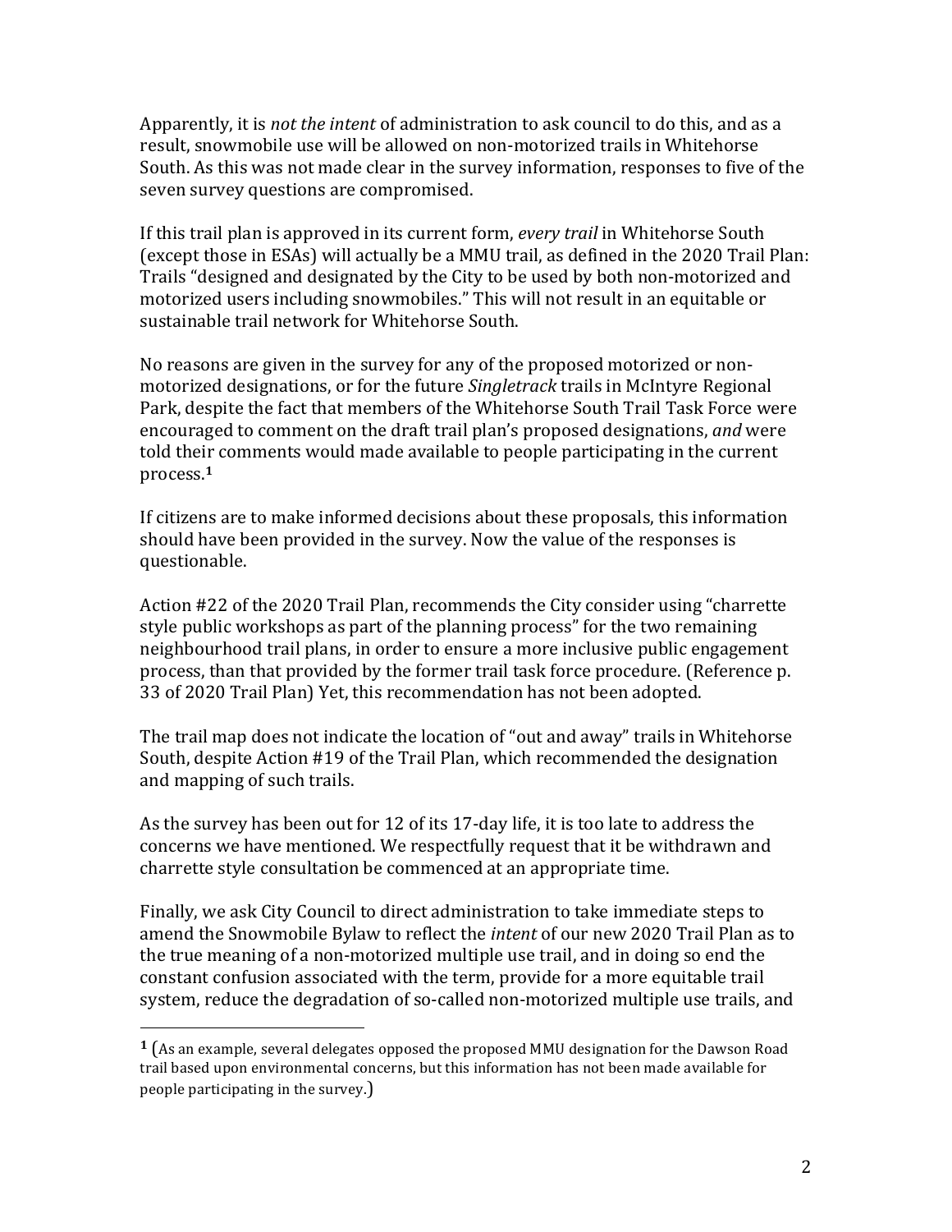Apparently, it is *not the intent* of administration to ask council to do this, and as a result, snowmobile use will be allowed on non-motorized trails in Whitehorse South. As this was not made clear in the survey information, responses to five of the seven survey questions are compromised.

If this trail plan is approved in its current form, *every trail* in Whitehorse South (except those in ESAs) will actually be a MMU trail, as defined in the 2020 Trail Plan: Trails "designed and designated by the City to be used by both non-motorized and motorized users including snowmobiles." This will not result in an equitable or sustainable trail network for Whitehorse South.

No reasons are given in the survey for any of the proposed motorized or non-motorized designations, or for the future *Singletrack* trails in McIntyre Regional Park, despite the fact that members of the Whitehorse South Trail Task Force were encouraged to comment on the draft trail plan's proposed designations, *and* were told their comments would made available to people participating in the current process.[1]

If citizens are to make informed decisions about these proposals, this information should have been provided in the survey. Now the value of the responses is questionable.

Action #22 of the 2020 Trail Plan, recommends the City consider using "charrette style public workshops as part of the planning process" for the two remaining neighbourhood trail plans, in order to ensure a more inclusive public engagement process, than that provided by the former trail task force procedure. (Reference p. 33 of 2020 Trail Plan) Yet, this recommendation has not been adopted.

The trail map does not indicate the location of "out and away" trails in Whitehorse South, despite Action #19 of the Trail Plan, which recommended the designation and mapping of such trails.

As the survey has been out for 12 of its 17-day life, it is too late to address the concerns we have mentioned. We respectfully request that it be withdrawn and charrette style consultation be commenced at an appropriate time.

Finally, we ask City Council to direct administration to take immediate steps to amend the Snowmobile Bylaw to reflect the *intent* of our new 2020 Trail Plan as to the true meaning of a non-motorized multiple use trail, and in doing so end the constant confusion associated with the term, provide for a more equitable trail system, reduce the degradation of so-called non-motorized multiple use trails, and

---

[1] (As an example, several delegates opposed the proposed MMU designation for the Dawson Road trail based upon environmental concerns, but this information has not been made available for people participating in the survey.)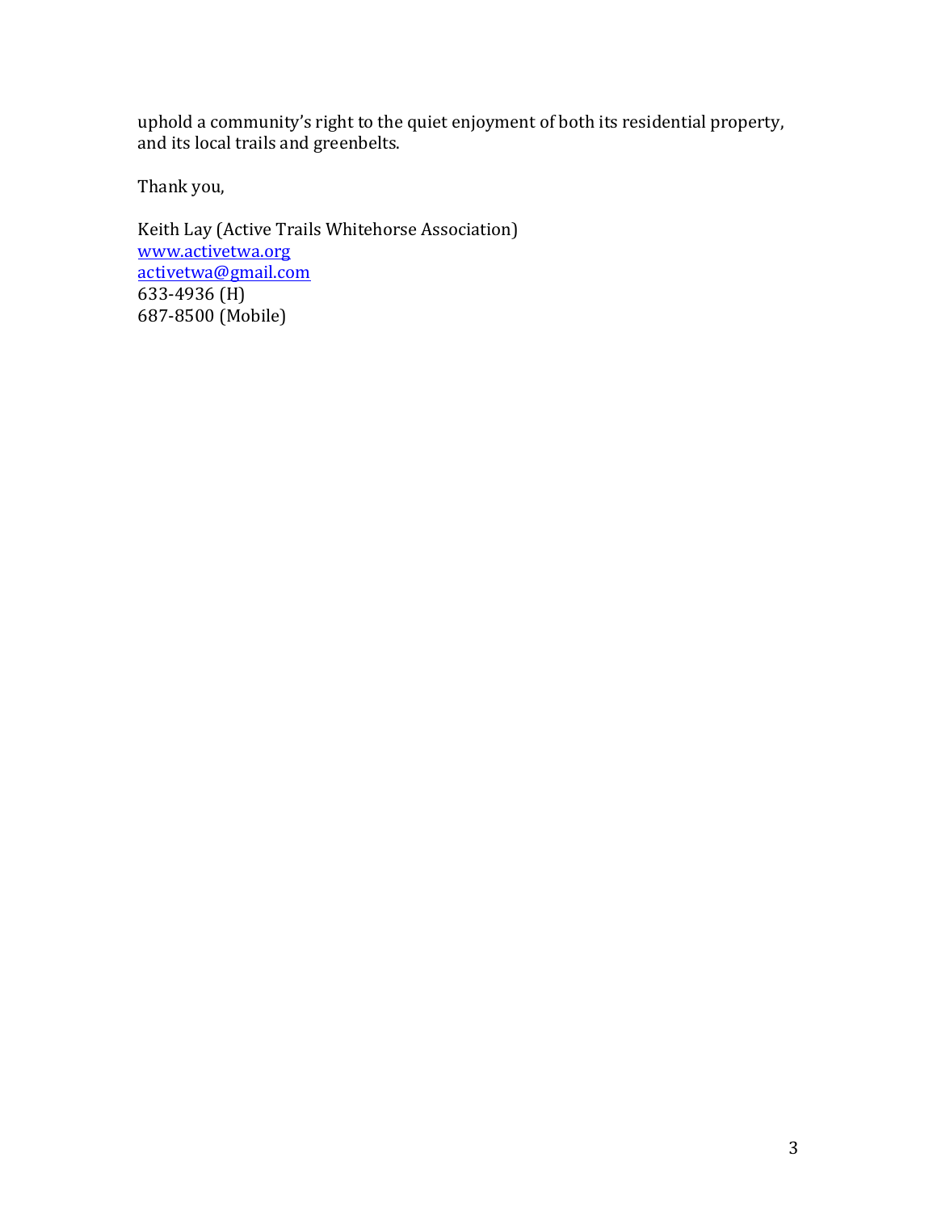uphold a community's right to the quiet enjoyment of both its residential property, and its local trails and greenbelts.

Thank you,

Keith Lay (Active Trails Whitehorse Association)
[www.activetwa.org](http://www.activetwa.org)
[activetwa@gmail.com](mailto:activetwa@gmail.com)
633-4936 (H)
687-8500 (Mobile)